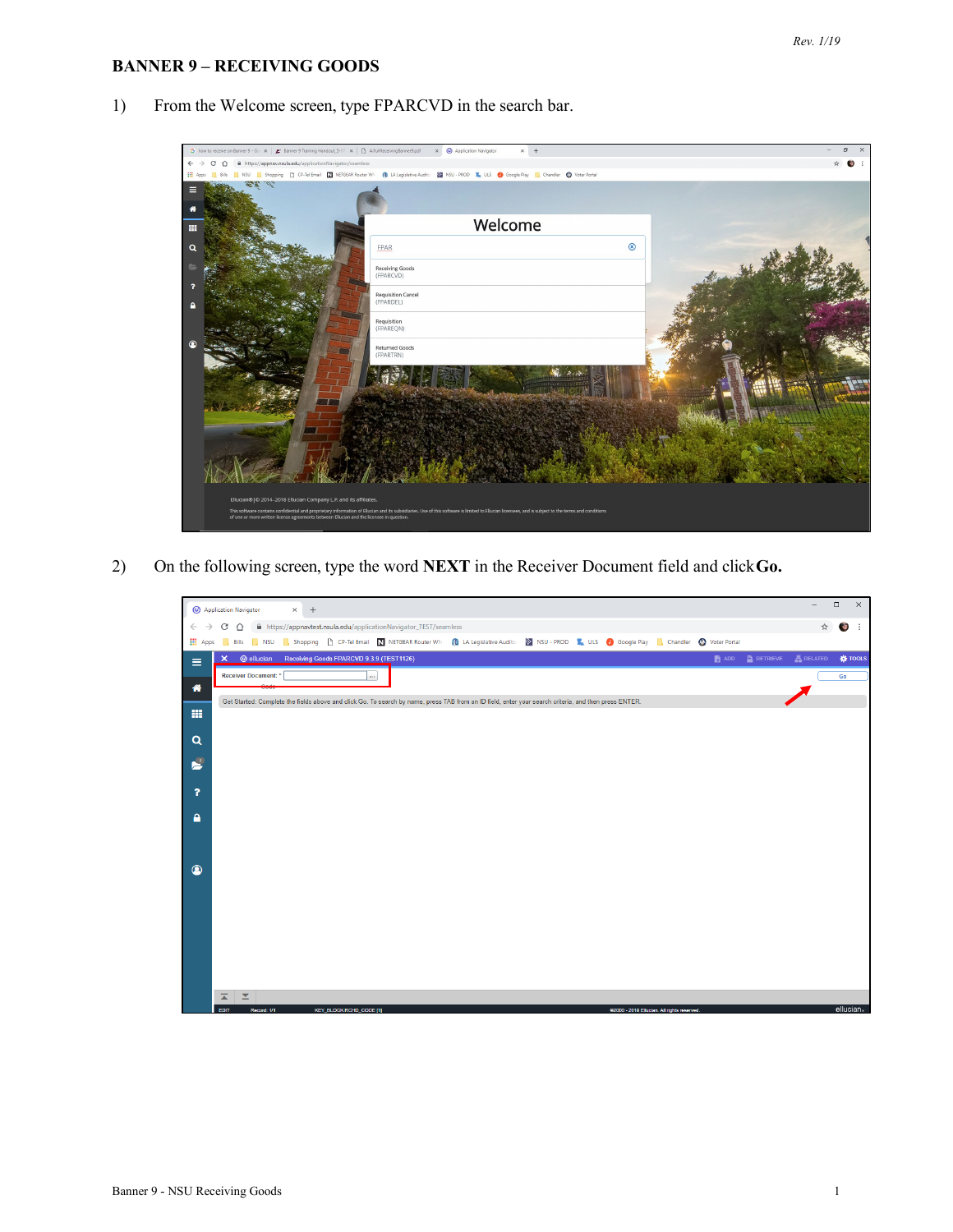*Rev. 1/19*

# BANNER 9 – RECEIVING GOODS

1) From the Welcome screen, type FPARCVD in the search bar.

2) On the following screen, type the word **NEXT** in the Receiver Document field and click **Go.**

Banner 9 - NSU Receiving Goods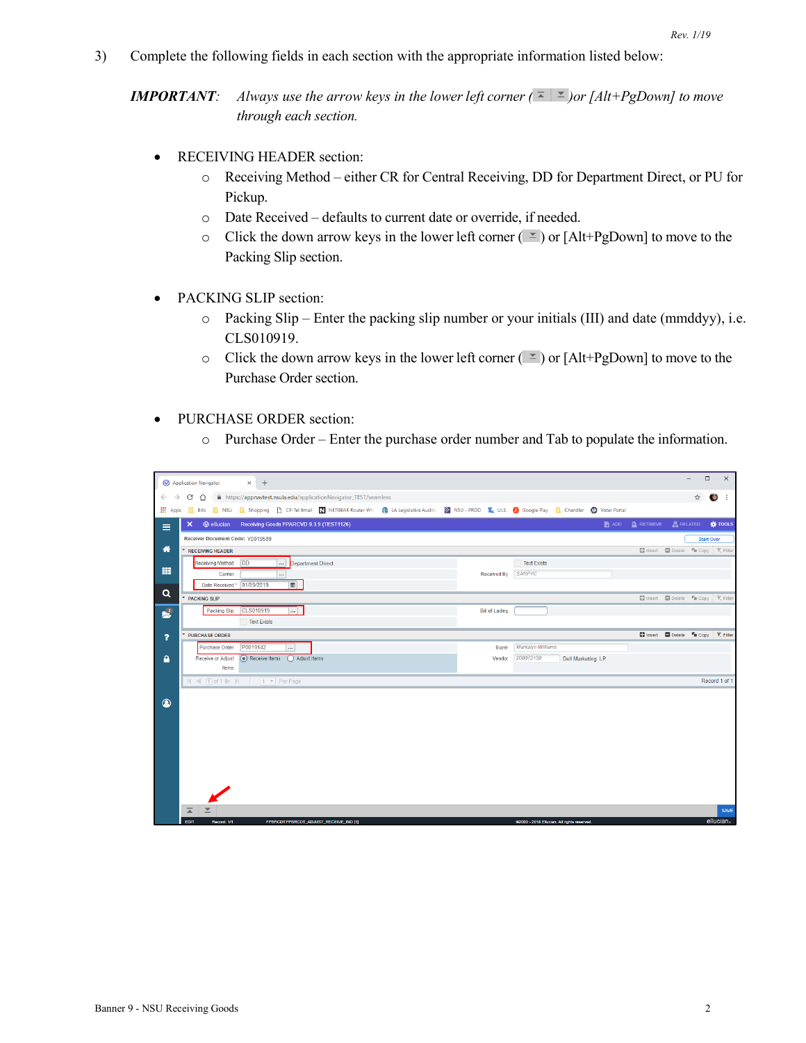3) Complete the following fields in each section with the appropriate information listed below:

***IMPORTANT***: *Always use the arrow keys in the lower left corner ( )or [Alt+PgDown] to move through each section.*

- RECEIVING HEADER section:
  - Receiving Method – either CR for Central Receiving, DD for Department Direct, or PU for Pickup.
  - Date Received – defaults to current date or override, if needed.
  - Click the down arrow keys in the lower left corner ( ) or [Alt+PgDown] to move to the Packing Slip section.

- PACKING SLIP section:
  - Packing Slip – Enter the packing slip number or your initials (III) and date (mmddyy), i.e. CLS010919.
  - Click the down arrow keys in the lower left corner ( ) or [Alt+PgDown] to move to the Purchase Order section.

- PURCHASE ORDER section:
  - Purchase Order – Enter the purchase order number and Tab to populate the information.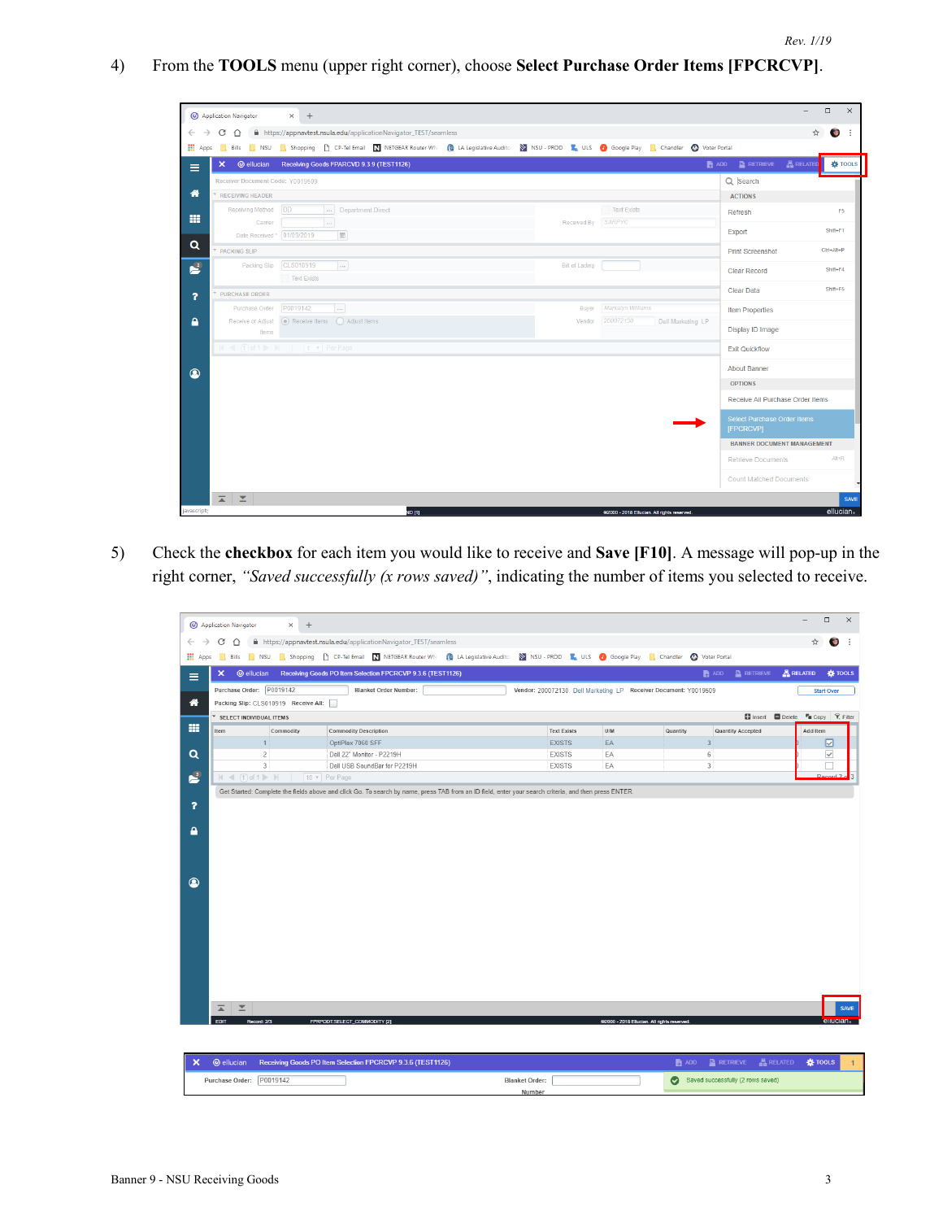4) From the **TOOLS** menu (upper right corner), choose **Select Purchase Order Items [FPCRCVP]**.

5) Check the **checkbox** for each item you would like to receive and **Save [F10]**. A message will pop-up in the right corner, *"Saved successfully (x rows saved)"*, indicating the number of items you selected to receive.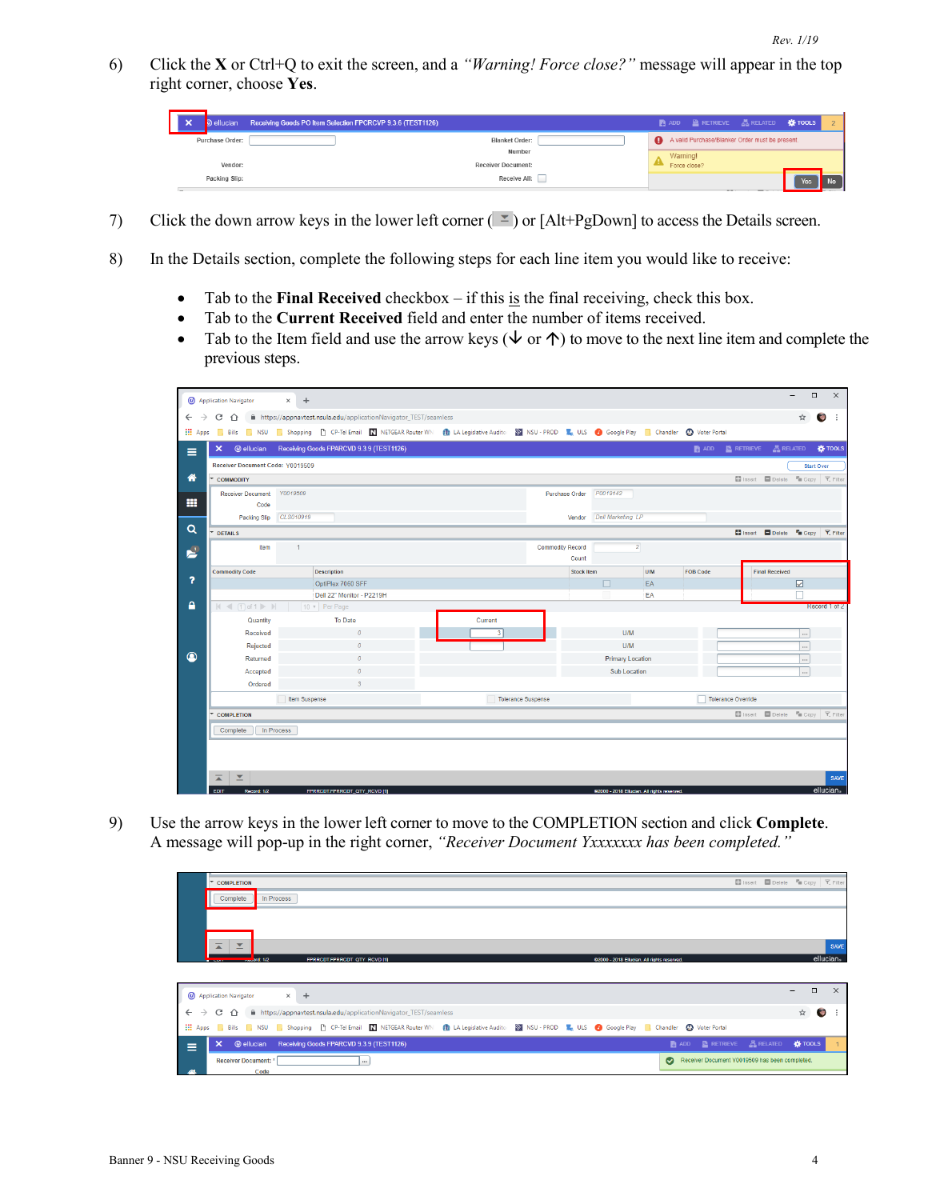6) Click the **X** or Ctrl+Q to exit the screen, and a *"Warning! Force close?"* message will appear in the top right corner, choose **Yes**.

7) Click the down arrow keys in the lower left corner ( ) or [Alt+PgDown] to access the Details screen.

8) In the Details section, complete the following steps for each line item you would like to receive:

   - Tab to the **Final Received** checkbox – if this is the final receiving, check this box.
   - Tab to the **Current Received** field and enter the number of items received.
   - Tab to the Item field and use the arrow keys (↓ or ↑) to move to the next line item and complete the previous steps.

9) Use the arrow keys in the lower left corner to move to the COMPLETION section and click **Complete**. A message will pop-up in the right corner, *"Receiver Document Yxxxxxxx has been completed."*